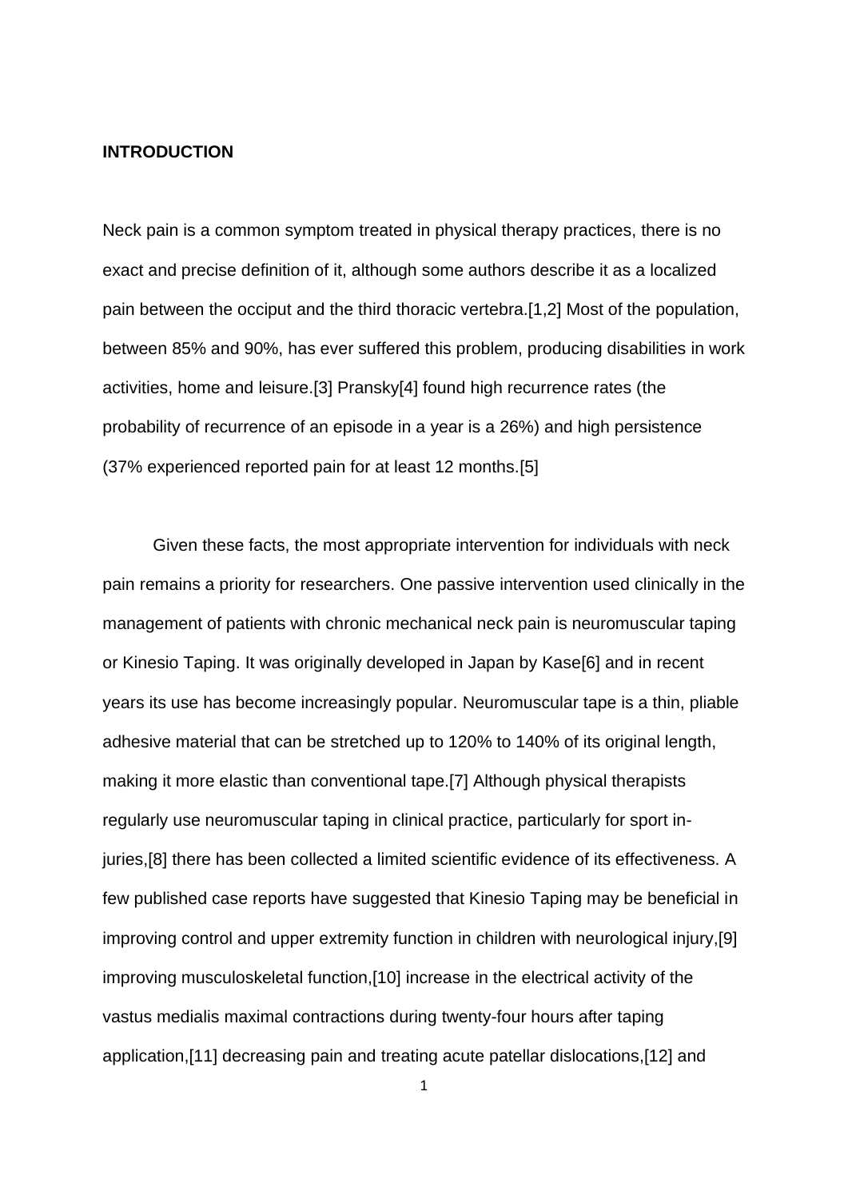**INTRODUCTION**

Neck pain is a common symptom treated in physical therapy practices, there is no exact and precise definition of it, although some authors describe it as a localized pain between the occiput and the third thoracic vertebra.[1,2] Most of the population, between 85% and 90%, has ever suffered this problem, producing disabilities in work activities, home and leisure.[3] Pransky[4] found high recurrence rates (the probability of recurrence of an episode in a year is a 26%) and high persistence (37% experienced reported pain for at least 12 months.[5]

Given these facts, the most appropriate intervention for individuals with neck pain remains a priority for researchers. One passive intervention used clinically in the management of patients with chronic mechanical neck pain is neuromuscular taping or Kinesio Taping. It was originally developed in Japan by Kase[6] and in recent years its use has become increasingly popular. Neuromuscular tape is a thin, pliable adhesive material that can be stretched up to 120% to 140% of its original length, making it more elastic than conventional tape.[7] Although physical therapists regularly use neuromuscular taping in clinical practice, particularly for sport in-juries,[8] there has been collected a limited scientific evidence of its effectiveness. A few published case reports have suggested that Kinesio Taping may be beneficial in improving control and upper extremity function in children with neurological injury,[9] improving musculoskeletal function,[10] increase in the electrical activity of the vastus medialis maximal contractions during twenty-four hours after taping application,[11] decreasing pain and treating acute patellar dislocations,[12] and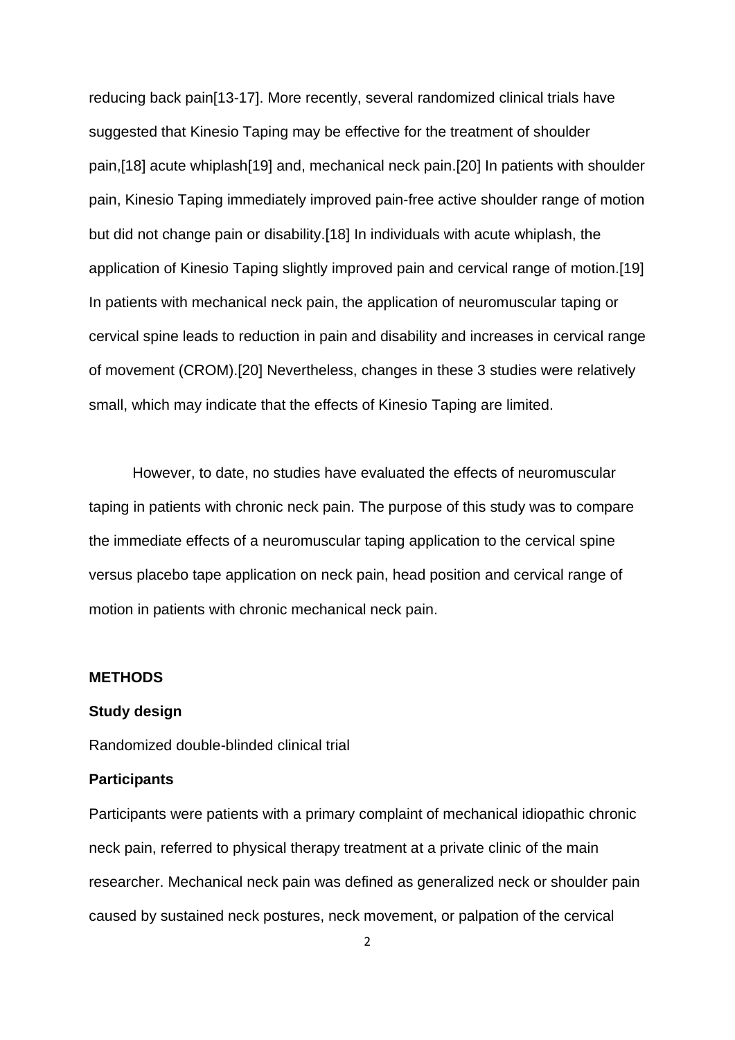reducing back pain[13-17]. More recently, several randomized clinical trials have suggested that Kinesio Taping may be effective for the treatment of shoulder pain,[18] acute whiplash[19] and, mechanical neck pain.[20] In patients with shoulder pain, Kinesio Taping immediately improved pain-free active shoulder range of motion but did not change pain or disability.[18] In individuals with acute whiplash, the application of Kinesio Taping slightly improved pain and cervical range of motion.[19] In patients with mechanical neck pain, the application of neuromuscular taping or cervical spine leads to reduction in pain and disability and increases in cervical range of movement (CROM).[20] Nevertheless, changes in these 3 studies were relatively small, which may indicate that the effects of Kinesio Taping are limited.

However, to date, no studies have evaluated the effects of neuromuscular taping in patients with chronic neck pain. The purpose of this study was to compare the immediate effects of a neuromuscular taping application to the cervical spine versus placebo tape application on neck pain, head position and cervical range of motion in patients with chronic mechanical neck pain.

## METHODS

### Study design

Randomized double-blinded clinical trial

### Participants

Participants were patients with a primary complaint of mechanical idiopathic chronic neck pain, referred to physical therapy treatment at a private clinic of the main researcher. Mechanical neck pain was defined as generalized neck or shoulder pain caused by sustained neck postures, neck movement, or palpation of the cervical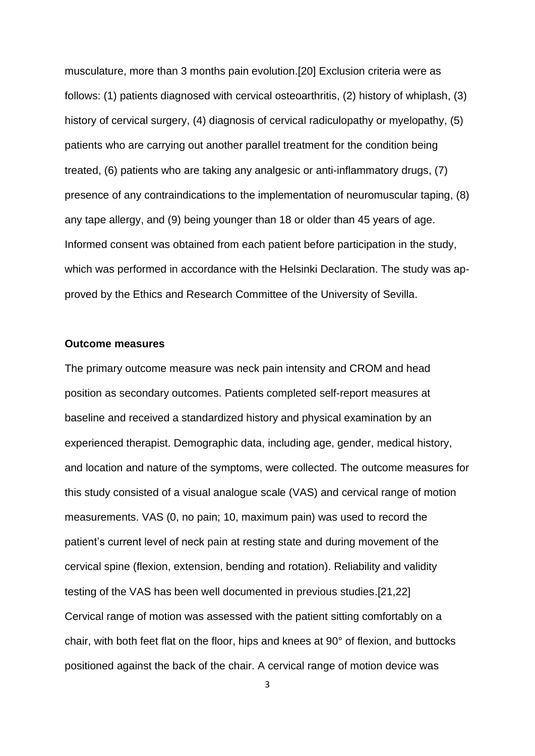musculature, more than 3 months pain evolution.[20] Exclusion criteria were as follows: (1) patients diagnosed with cervical osteoarthritis, (2) history of whiplash, (3) history of cervical surgery, (4) diagnosis of cervical radiculopathy or myelopathy, (5) patients who are carrying out another parallel treatment for the condition being treated, (6) patients who are taking any analgesic or anti-inflammatory drugs, (7) presence of any contraindications to the implementation of neuromuscular taping, (8) any tape allergy, and (9) being younger than 18 or older than 45 years of age. Informed consent was obtained from each patient before participation in the study, which was performed in accordance with the Helsinki Declaration. The study was approved by the Ethics and Research Committee of the University of Sevilla.

**Outcome measures**

The primary outcome measure was neck pain intensity and CROM and head position as secondary outcomes. Patients completed self-report measures at baseline and received a standardized history and physical examination by an experienced therapist. Demographic data, including age, gender, medical history, and location and nature of the symptoms, were collected. The outcome measures for this study consisted of a visual analogue scale (VAS) and cervical range of motion measurements. VAS (0, no pain; 10, maximum pain) was used to record the patient's current level of neck pain at resting state and during movement of the cervical spine (flexion, extension, bending and rotation). Reliability and validity testing of the VAS has been well documented in previous studies.[21,22] Cervical range of motion was assessed with the patient sitting comfortably on a chair, with both feet flat on the floor, hips and knees at 90° of flexion, and buttocks positioned against the back of the chair. A cervical range of motion device was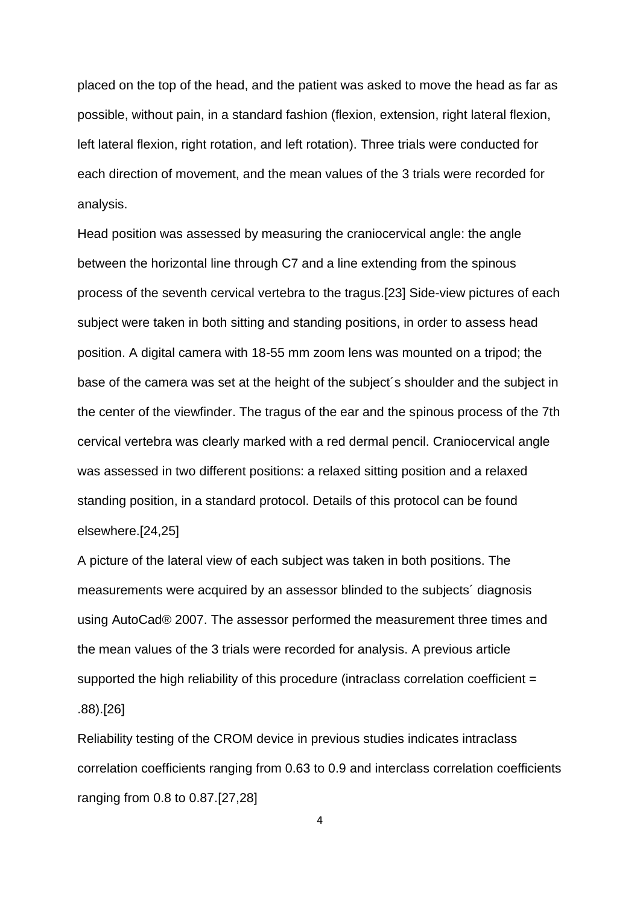placed on the top of the head, and the patient was asked to move the head as far as possible, without pain, in a standard fashion (flexion, extension, right lateral flexion, left lateral flexion, right rotation, and left rotation). Three trials were conducted for each direction of movement, and the mean values of the 3 trials were recorded for analysis.

Head position was assessed by measuring the craniocervical angle: the angle between the horizontal line through C7 and a line extending from the spinous process of the seventh cervical vertebra to the tragus.[23] Side-view pictures of each subject were taken in both sitting and standing positions, in order to assess head position. A digital camera with 18-55 mm zoom lens was mounted on a tripod; the base of the camera was set at the height of the subject´s shoulder and the subject in the center of the viewfinder. The tragus of the ear and the spinous process of the 7th cervical vertebra was clearly marked with a red dermal pencil. Craniocervical angle was assessed in two different positions: a relaxed sitting position and a relaxed standing position, in a standard protocol. Details of this protocol can be found elsewhere.[24,25]

A picture of the lateral view of each subject was taken in both positions. The measurements were acquired by an assessor blinded to the subjects´ diagnosis using AutoCad® 2007. The assessor performed the measurement three times and the mean values of the 3 trials were recorded for analysis. A previous article supported the high reliability of this procedure (intraclass correlation coefficient = .88).[26]

Reliability testing of the CROM device in previous studies indicates intraclass correlation coefficients ranging from 0.63 to 0.9 and interclass correlation coefficients ranging from 0.8 to 0.87.[27,28]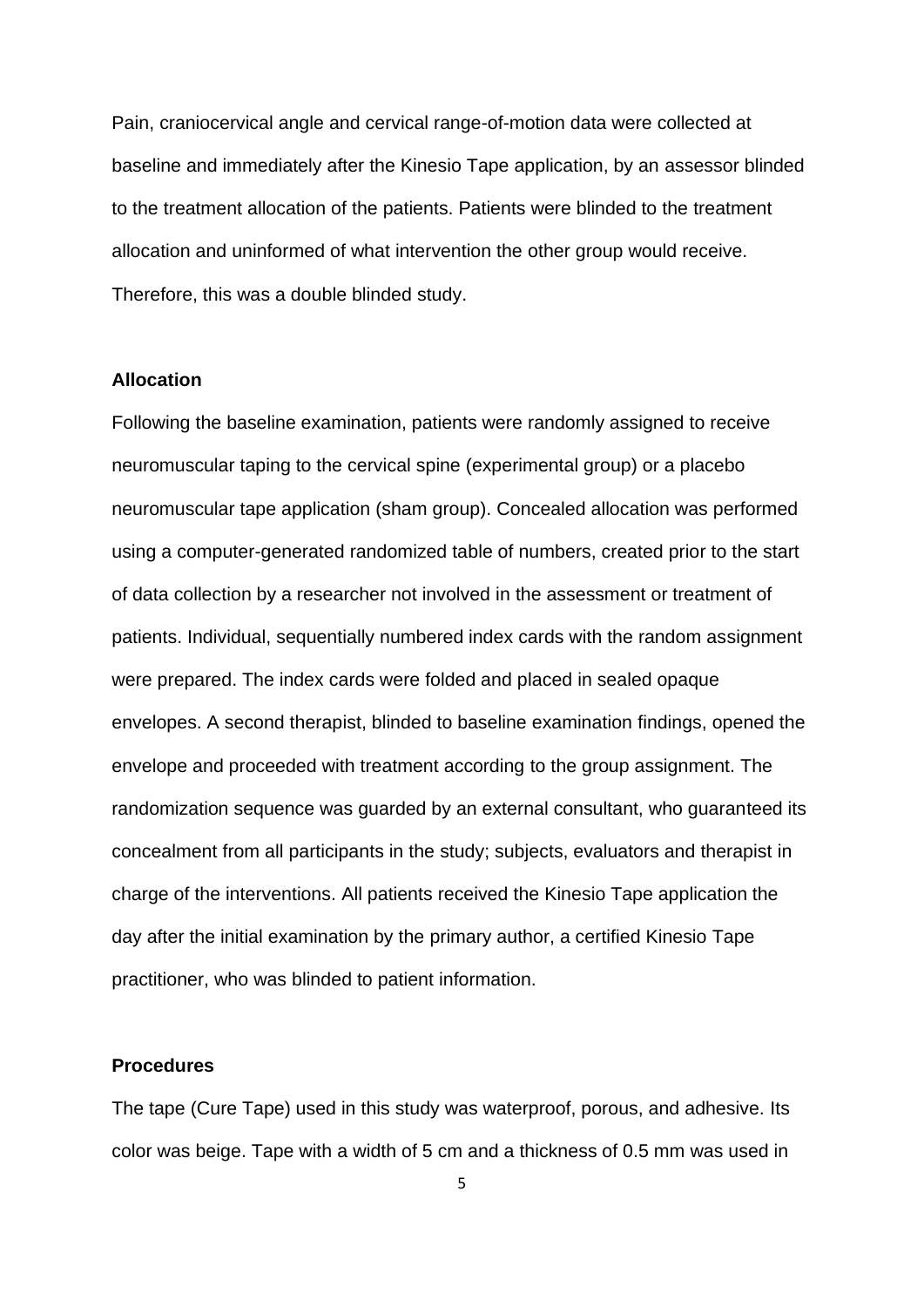Pain, craniocervical angle and cervical range-of-motion data were collected at baseline and immediately after the Kinesio Tape application, by an assessor blinded to the treatment allocation of the patients. Patients were blinded to the treatment allocation and uninformed of what intervention the other group would receive. Therefore, this was a double blinded study.

### Allocation

Following the baseline examination, patients were randomly assigned to receive neuromuscular taping to the cervical spine (experimental group) or a placebo neuromuscular tape application (sham group). Concealed allocation was performed using a computer-generated randomized table of numbers, created prior to the start of data collection by a researcher not involved in the assessment or treatment of patients. Individual, sequentially numbered index cards with the random assignment were prepared. The index cards were folded and placed in sealed opaque envelopes. A second therapist, blinded to baseline examination findings, opened the envelope and proceeded with treatment according to the group assignment. The randomization sequence was guarded by an external consultant, who guaranteed its concealment from all participants in the study; subjects, evaluators and therapist in charge of the interventions. All patients received the Kinesio Tape application the day after the initial examination by the primary author, a certified Kinesio Tape practitioner, who was blinded to patient information.

### Procedures

The tape (Cure Tape) used in this study was waterproof, porous, and adhesive. Its color was beige. Tape with a width of 5 cm and a thickness of 0.5 mm was used in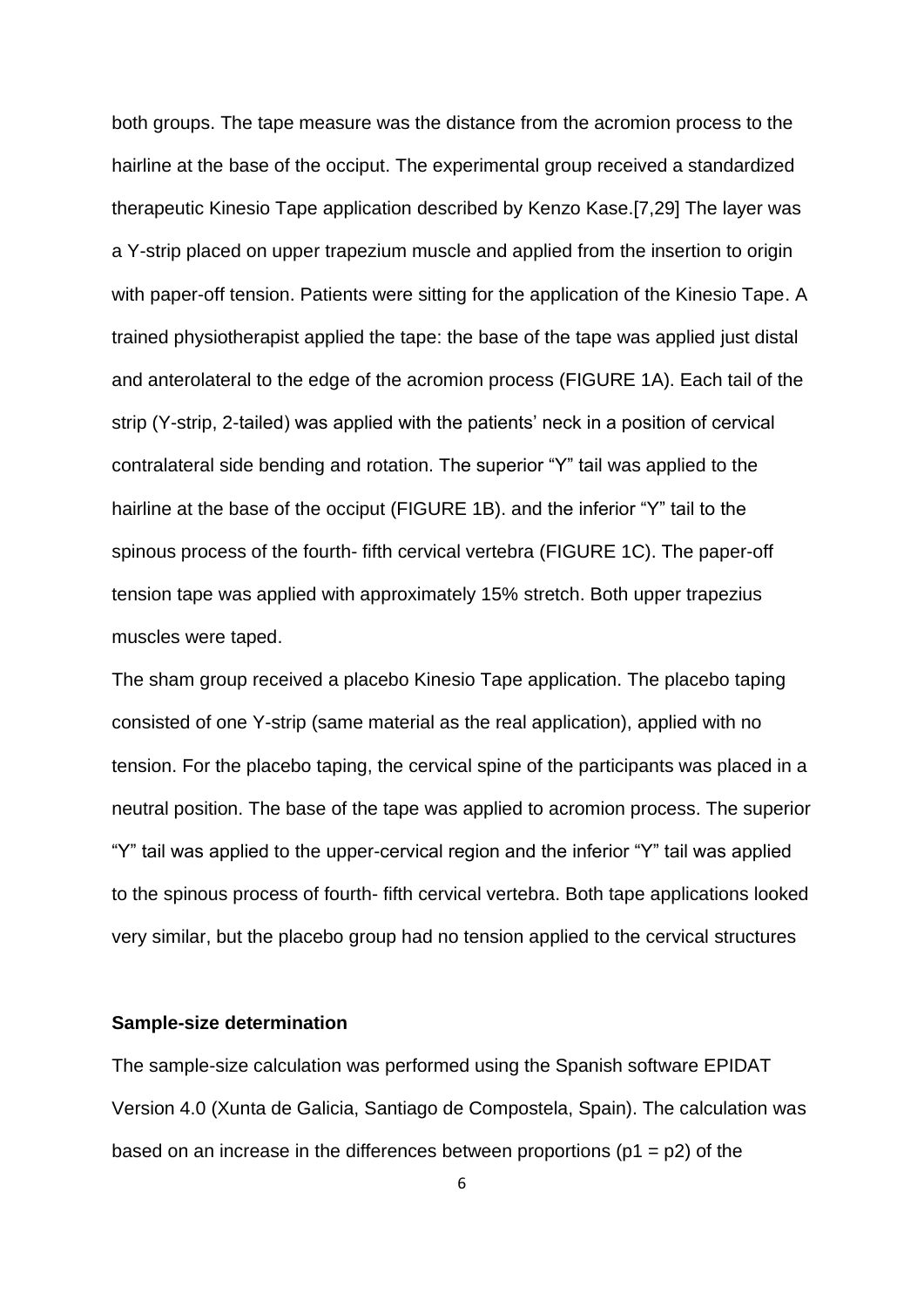both groups. The tape measure was the distance from the acromion process to the hairline at the base of the occiput. The experimental group received a standardized therapeutic Kinesio Tape application described by Kenzo Kase.[7,29] The layer was a Y-strip placed on upper trapezium muscle and applied from the insertion to origin with paper-off tension. Patients were sitting for the application of the Kinesio Tape. A trained physiotherapist applied the tape: the base of the tape was applied just distal and anterolateral to the edge of the acromion process (FIGURE 1A). Each tail of the strip (Y-strip, 2-tailed) was applied with the patients' neck in a position of cervical contralateral side bending and rotation. The superior "Y" tail was applied to the hairline at the base of the occiput (FIGURE 1B). and the inferior "Y" tail to the spinous process of the fourth- fifth cervical vertebra (FIGURE 1C). The paper-off tension tape was applied with approximately 15% stretch. Both upper trapezius muscles were taped.

The sham group received a placebo Kinesio Tape application. The placebo taping consisted of one Y-strip (same material as the real application), applied with no tension. For the placebo taping, the cervical spine of the participants was placed in a neutral position. The base of the tape was applied to acromion process. The superior "Y" tail was applied to the upper-cervical region and the inferior "Y" tail was applied to the spinous process of fourth- fifth cervical vertebra. Both tape applications looked very similar, but the placebo group had no tension applied to the cervical structures

**Sample-size determination**

The sample-size calculation was performed using the Spanish software EPIDAT Version 4.0 (Xunta de Galicia, Santiago de Compostela, Spain). The calculation was based on an increase in the differences between proportions ($p1 = p2$) of the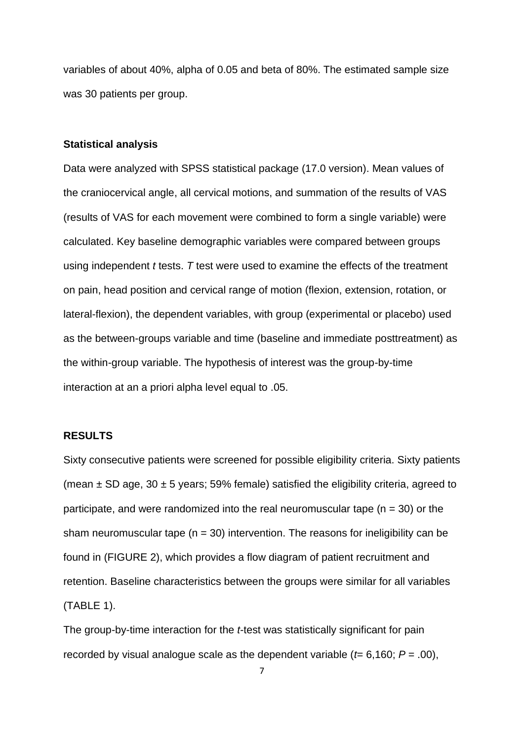variables of about 40%, alpha of 0.05 and beta of 80%. The estimated sample size was 30 patients per group.

### Statistical analysis

Data were analyzed with SPSS statistical package (17.0 version). Mean values of the craniocervical angle, all cervical motions, and summation of the results of VAS (results of VAS for each movement were combined to form a single variable) were calculated. Key baseline demographic variables were compared between groups using independent *t* tests. *T* test were used to examine the effects of the treatment on pain, head position and cervical range of motion (flexion, extension, rotation, or lateral-flexion), the dependent variables, with group (experimental or placebo) used as the between-groups variable and time (baseline and immediate posttreatment) as the within-group variable. The hypothesis of interest was the group-by-time interaction at an a priori alpha level equal to .05.

## RESULTS

Sixty consecutive patients were screened for possible eligibility criteria. Sixty patients (mean ± SD age, 30 ± 5 years; 59% female) satisfied the eligibility criteria, agreed to participate, and were randomized into the real neuromuscular tape (n = 30) or the sham neuromuscular tape (n = 30) intervention. The reasons for ineligibility can be found in (FIGURE 2), which provides a flow diagram of patient recruitment and retention. Baseline characteristics between the groups were similar for all variables (TABLE 1).

The group-by-time interaction for the *t*-test was statistically significant for pain recorded by visual analogue scale as the dependent variable (*t*= 6,160; *P* = .00),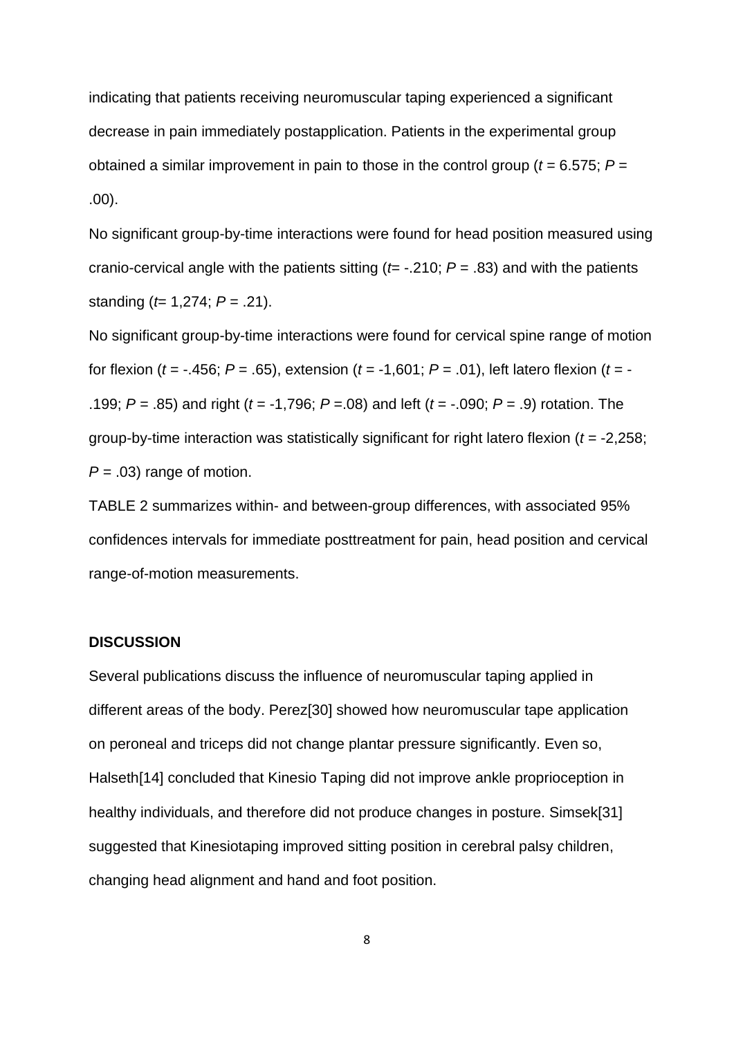indicating that patients receiving neuromuscular taping experienced a significant decrease in pain immediately postapplication. Patients in the experimental group obtained a similar improvement in pain to those in the control group ($t$ = 6.575; $P$ = .00).

No significant group-by-time interactions were found for head position measured using cranio-cervical angle with the patients sitting ($t$= -.210; $P$ = .83) and with the patients standing ($t$= 1,274; $P$ = .21).

No significant group-by-time interactions were found for cervical spine range of motion for flexion ($t$ = -.456; $P$ = .65), extension ($t$ = -1,601; $P$ = .01), left latero flexion ($t$ = -.199; $P$ = .85) and right ($t$ = -1,796; $P$ =.08) and left ($t$ = -.090; $P$ = .9) rotation. The group-by-time interaction was statistically significant for right latero flexion ($t$ = -2,258; $P$ = .03) range of motion.

TABLE 2 summarizes within- and between-group differences, with associated 95% confidences intervals for immediate posttreatment for pain, head position and cervical range-of-motion measurements.

## DISCUSSION

Several publications discuss the influence of neuromuscular taping applied in different areas of the body. Perez[30] showed how neuromuscular tape application on peroneal and triceps did not change plantar pressure significantly. Even so, Halseth[14] concluded that Kinesio Taping did not improve ankle proprioception in healthy individuals, and therefore did not produce changes in posture. Simsek[31] suggested that Kinesiotaping improved sitting position in cerebral palsy children, changing head alignment and hand and foot position.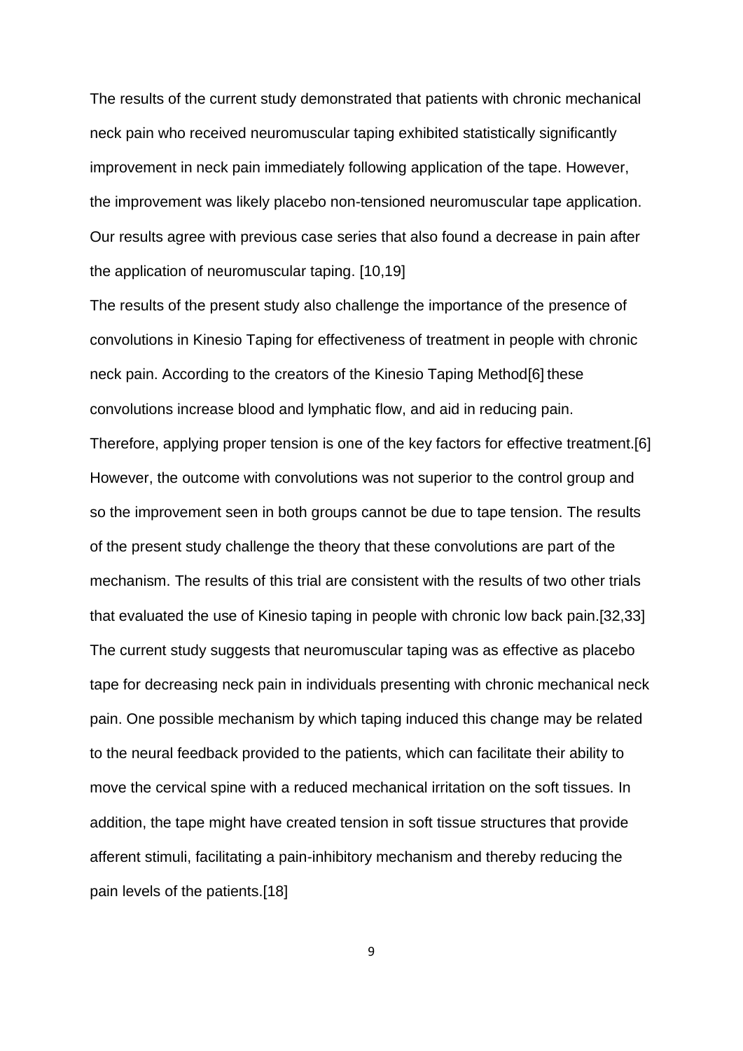The results of the current study demonstrated that patients with chronic mechanical neck pain who received neuromuscular taping exhibited statistically significantly improvement in neck pain immediately following application of the tape. However, the improvement was likely placebo non-tensioned neuromuscular tape application. Our results agree with previous case series that also found a decrease in pain after the application of neuromuscular taping. [10,19]

The results of the present study also challenge the importance of the presence of convolutions in Kinesio Taping for effectiveness of treatment in people with chronic neck pain. According to the creators of the Kinesio Taping Method[6] these convolutions increase blood and lymphatic flow, and aid in reducing pain. Therefore, applying proper tension is one of the key factors for effective treatment.[6] However, the outcome with convolutions was not superior to the control group and so the improvement seen in both groups cannot be due to tape tension. The results of the present study challenge the theory that these convolutions are part of the mechanism. The results of this trial are consistent with the results of two other trials that evaluated the use of Kinesio taping in people with chronic low back pain.[32,33] The current study suggests that neuromuscular taping was as effective as placebo tape for decreasing neck pain in individuals presenting with chronic mechanical neck pain. One possible mechanism by which taping induced this change may be related to the neural feedback provided to the patients, which can facilitate their ability to move the cervical spine with a reduced mechanical irritation on the soft tissues. In addition, the tape might have created tension in soft tissue structures that provide afferent stimuli, facilitating a pain-inhibitory mechanism and thereby reducing the pain levels of the patients.[18]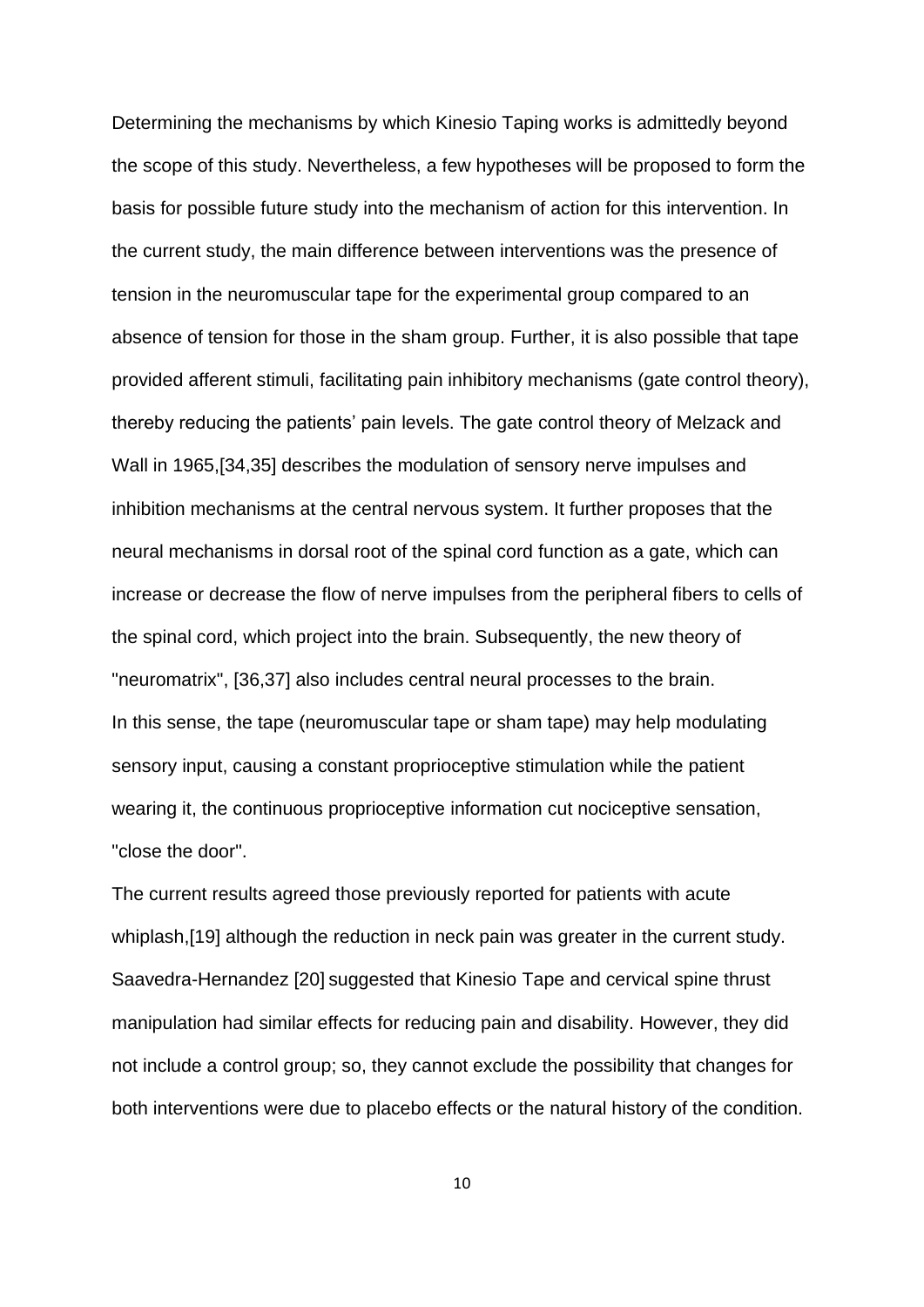Determining the mechanisms by which Kinesio Taping works is admittedly beyond the scope of this study. Nevertheless, a few hypotheses will be proposed to form the basis for possible future study into the mechanism of action for this intervention. In the current study, the main difference between interventions was the presence of tension in the neuromuscular tape for the experimental group compared to an absence of tension for those in the sham group. Further, it is also possible that tape provided afferent stimuli, facilitating pain inhibitory mechanisms (gate control theory), thereby reducing the patients' pain levels. The gate control theory of Melzack and Wall in 1965,[34,35] describes the modulation of sensory nerve impulses and inhibition mechanisms at the central nervous system. It further proposes that the neural mechanisms in dorsal root of the spinal cord function as a gate, which can increase or decrease the flow of nerve impulses from the peripheral fibers to cells of the spinal cord, which project into the brain. Subsequently, the new theory of "neuromatrix", [36,37] also includes central neural processes to the brain.
In this sense, the tape (neuromuscular tape or sham tape) may help modulating sensory input, causing a constant proprioceptive stimulation while the patient wearing it, the continuous proprioceptive information cut nociceptive sensation, "close the door".

The current results agreed those previously reported for patients with acute whiplash,[19] although the reduction in neck pain was greater in the current study. Saavedra-Hernandez [20] suggested that Kinesio Tape and cervical spine thrust manipulation had similar effects for reducing pain and disability. However, they did not include a control group; so, they cannot exclude the possibility that changes for both interventions were due to placebo effects or the natural history of the condition.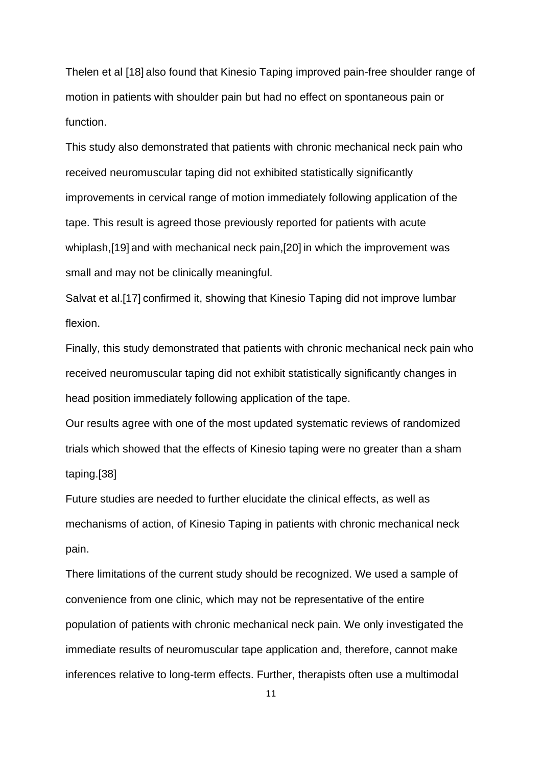Thelen et al [18] also found that Kinesio Taping improved pain-free shoulder range of motion in patients with shoulder pain but had no effect on spontaneous pain or function.

This study also demonstrated that patients with chronic mechanical neck pain who received neuromuscular taping did not exhibited statistically significantly improvements in cervical range of motion immediately following application of the tape. This result is agreed those previously reported for patients with acute whiplash,[19] and with mechanical neck pain,[20] in which the improvement was small and may not be clinically meaningful.

Salvat et al.[17] confirmed it, showing that Kinesio Taping did not improve lumbar flexion.

Finally, this study demonstrated that patients with chronic mechanical neck pain who received neuromuscular taping did not exhibit statistically significantly changes in head position immediately following application of the tape.

Our results agree with one of the most updated systematic reviews of randomized trials which showed that the effects of Kinesio taping were no greater than a sham taping.[38]

Future studies are needed to further elucidate the clinical effects, as well as mechanisms of action, of Kinesio Taping in patients with chronic mechanical neck pain.

There limitations of the current study should be recognized. We used a sample of convenience from one clinic, which may not be representative of the entire population of patients with chronic mechanical neck pain. We only investigated the immediate results of neuromuscular tape application and, therefore, cannot make inferences relative to long-term effects. Further, therapists often use a multimodal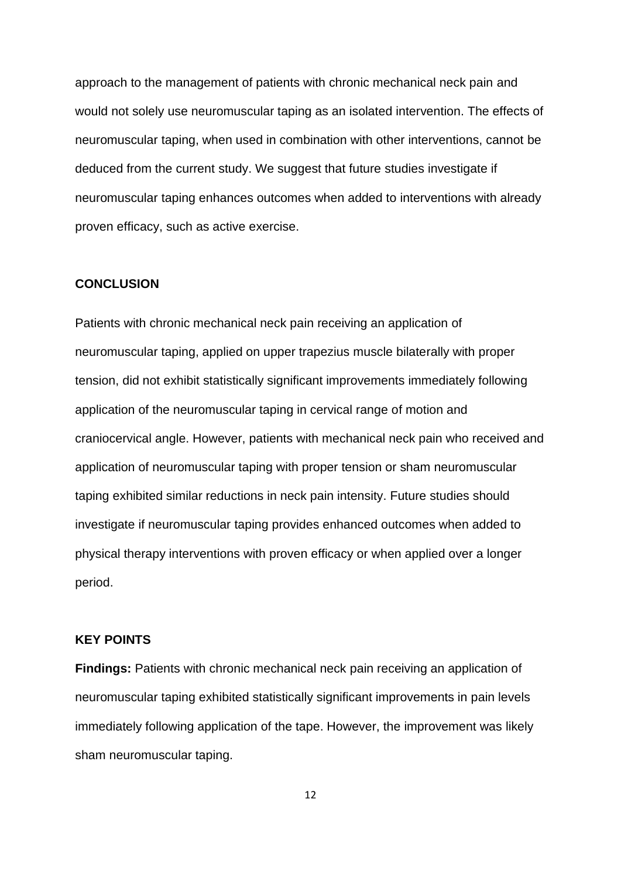approach to the management of patients with chronic mechanical neck pain and would not solely use neuromuscular taping as an isolated intervention. The effects of neuromuscular taping, when used in combination with other interventions, cannot be deduced from the current study. We suggest that future studies investigate if neuromuscular taping enhances outcomes when added to interventions with already proven efficacy, such as active exercise.

## CONCLUSION

Patients with chronic mechanical neck pain receiving an application of neuromuscular taping, applied on upper trapezius muscle bilaterally with proper tension, did not exhibit statistically significant improvements immediately following application of the neuromuscular taping in cervical range of motion and craniocervical angle. However, patients with mechanical neck pain who received and application of neuromuscular taping with proper tension or sham neuromuscular taping exhibited similar reductions in neck pain intensity. Future studies should investigate if neuromuscular taping provides enhanced outcomes when added to physical therapy interventions with proven efficacy or when applied over a longer period.

## KEY POINTS

**Findings:** Patients with chronic mechanical neck pain receiving an application of neuromuscular taping exhibited statistically significant improvements in pain levels immediately following application of the tape. However, the improvement was likely sham neuromuscular taping.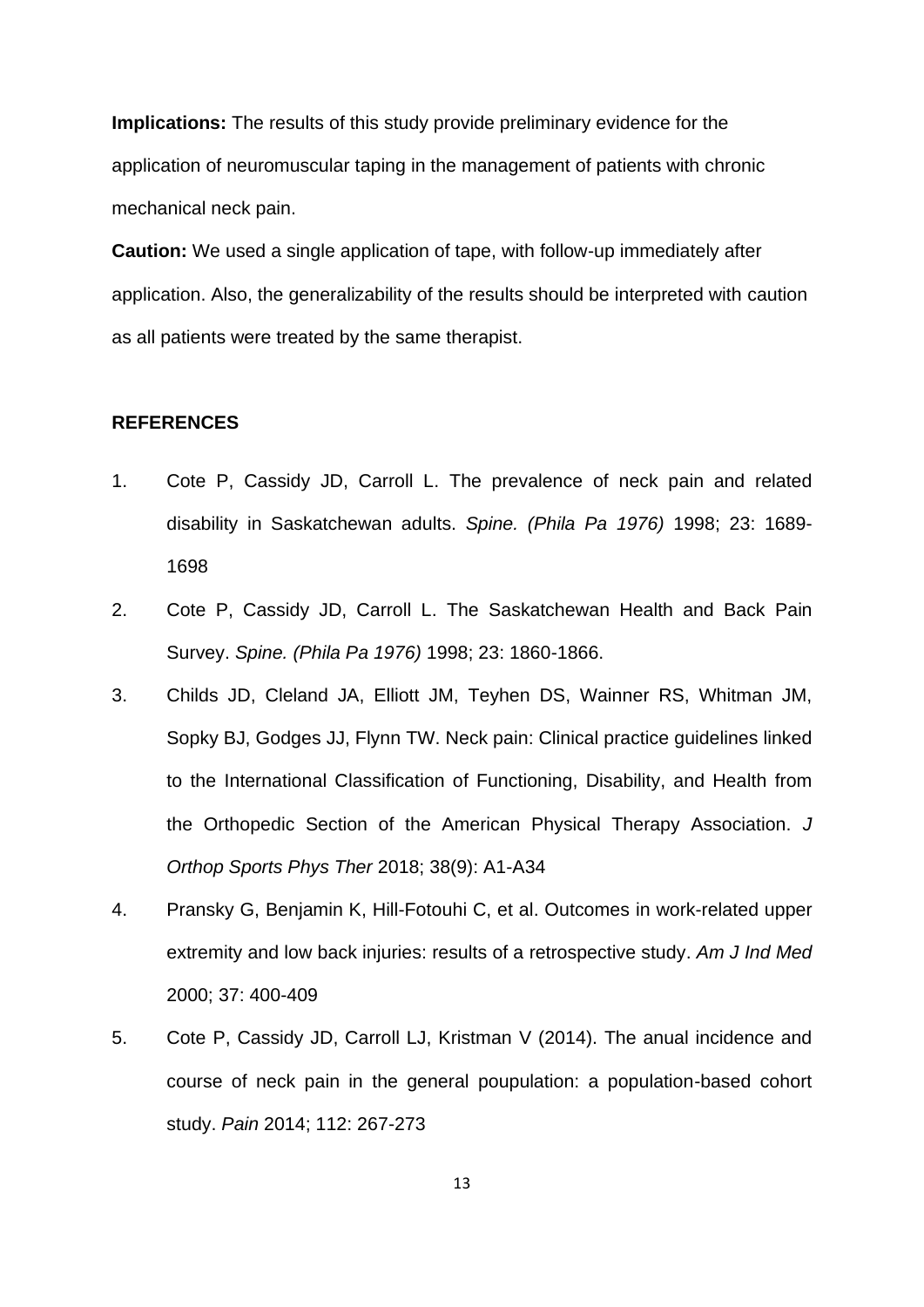**Implications:** The results of this study provide preliminary evidence for the application of neuromuscular taping in the management of patients with chronic mechanical neck pain.

**Caution:** We used a single application of tape, with follow-up immediately after application. Also, the generalizability of the results should be interpreted with caution as all patients were treated by the same therapist.

## REFERENCES

1. Cote P, Cassidy JD, Carroll L. The prevalence of neck pain and related disability in Saskatchewan adults. *Spine. (Phila Pa 1976)* 1998; 23: 1689-1698
2. Cote P, Cassidy JD, Carroll L. The Saskatchewan Health and Back Pain Survey. *Spine. (Phila Pa 1976)* 1998; 23: 1860-1866.
3. Childs JD, Cleland JA, Elliott JM, Teyhen DS, Wainner RS, Whitman JM, Sopky BJ, Godges JJ, Flynn TW. Neck pain: Clinical practice guidelines linked to the International Classification of Functioning, Disability, and Health from the Orthopedic Section of the American Physical Therapy Association. *J Orthop Sports Phys Ther* 2018; 38(9): A1-A34
4. Pransky G, Benjamin K, Hill-Fotouhi C, et al. Outcomes in work-related upper extremity and low back injuries: results of a retrospective study. *Am J Ind Med* 2000; 37: 400-409
5. Cote P, Cassidy JD, Carroll LJ, Kristman V (2014). The anual incidence and course of neck pain in the general poupulation: a population-based cohort study. *Pain* 2014; 112: 267-273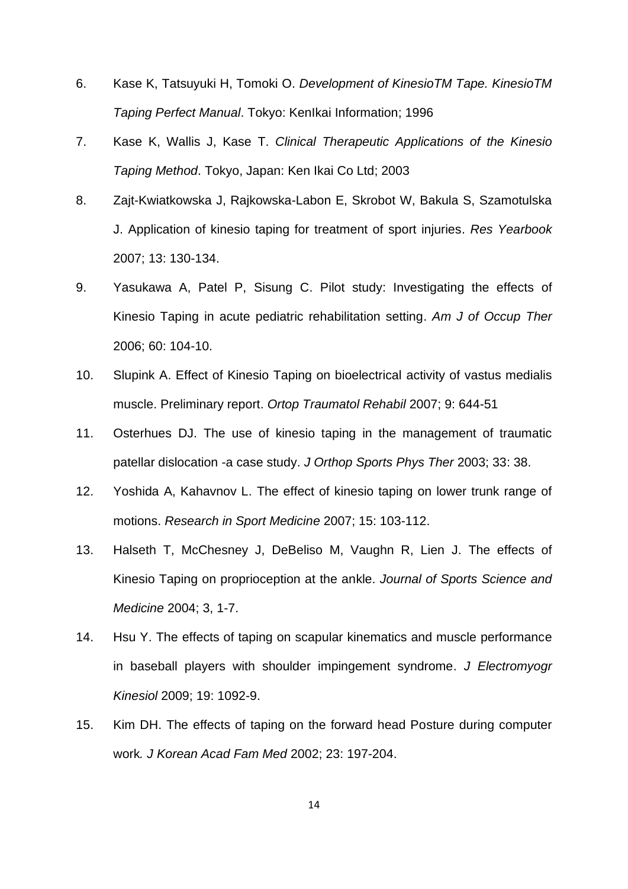6. Kase K, Tatsuyuki H, Tomoki O. *Development of KinesioTM Tape. KinesioTM Taping Perfect Manual*. Tokyo: KenIkai Information; 1996

7. Kase K, Wallis J, Kase T. *Clinical Therapeutic Applications of the Kinesio Taping Method*. Tokyo, Japan: Ken Ikai Co Ltd; 2003

8. Zajt-Kwiatkowska J, Rajkowska-Labon E, Skrobot W, Bakula S, Szamotulska J. Application of kinesio taping for treatment of sport injuries. *Res Yearbook* 2007; 13: 130-134.

9. Yasukawa A, Patel P, Sisung C. Pilot study: Investigating the effects of Kinesio Taping in acute pediatric rehabilitation setting. *Am J of Occup Ther* 2006; 60: 104-10.

10. Slupink A. Effect of Kinesio Taping on bioelectrical activity of vastus medialis muscle. Preliminary report. *Ortop Traumatol Rehabil* 2007; 9: 644-51

11. Osterhues DJ. The use of kinesio taping in the management of traumatic patellar dislocation -a case study. *J Orthop Sports Phys Ther* 2003; 33: 38.

12. Yoshida A, Kahavnov L. The effect of kinesio taping on lower trunk range of motions. *Research in Sport Medicine* 2007; 15: 103-112.

13. Halseth T, McChesney J, DeBeliso M, Vaughn R, Lien J. The effects of Kinesio Taping on proprioception at the ankle. *Journal of Sports Science and Medicine* 2004; 3, 1-7.

14. Hsu Y. The effects of taping on scapular kinematics and muscle performance in baseball players with shoulder impingement syndrome. *J Electromyogr Kinesiol* 2009; 19: 1092-9.

15. Kim DH. The effects of taping on the forward head Posture during computer work*. J Korean Acad Fam Med* 2002; 23: 197-204.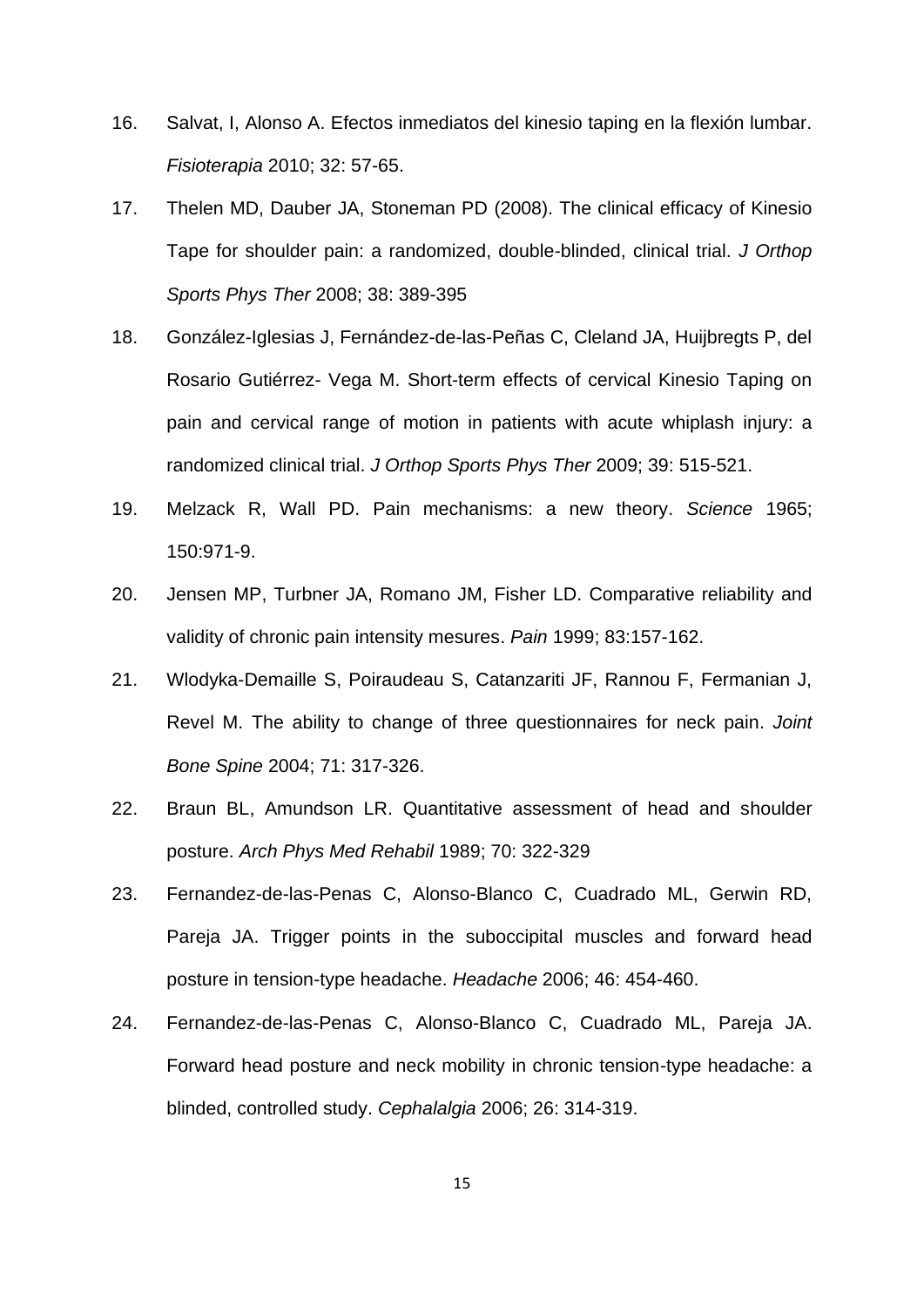16. Salvat, I, Alonso A. Efectos inmediatos del kinesio taping en la flexión lumbar. *Fisioterapia* 2010; 32: 57-65.
17. Thelen MD, Dauber JA, Stoneman PD (2008). The clinical efficacy of Kinesio Tape for shoulder pain: a randomized, double-blinded, clinical trial. *J Orthop Sports Phys Ther* 2008; 38: 389-395
18. González-Iglesias J, Fernández-de-las-Peñas C, Cleland JA, Huijbregts P, del Rosario Gutiérrez- Vega M. Short-term effects of cervical Kinesio Taping on pain and cervical range of motion in patients with acute whiplash injury: a randomized clinical trial. *J Orthop Sports Phys Ther* 2009; 39: 515-521.
19. Melzack R, Wall PD. Pain mechanisms: a new theory. *Science* 1965; 150:971-9.
20. Jensen MP, Turbner JA, Romano JM, Fisher LD. Comparative reliability and validity of chronic pain intensity mesures. *Pain* 1999; 83:157-162.
21. Wlodyka-Demaille S, Poiraudeau S, Catanzariti JF, Rannou F, Fermanian J, Revel M. The ability to change of three questionnaires for neck pain. *Joint Bone Spine* 2004; 71: 317-326.
22. Braun BL, Amundson LR. Quantitative assessment of head and shoulder posture. *Arch Phys Med Rehabil* 1989; 70: 322-329
23. Fernandez-de-las-Penas C, Alonso-Blanco C, Cuadrado ML, Gerwin RD, Pareja JA. Trigger points in the suboccipital muscles and forward head posture in tension-type headache. *Headache* 2006; 46: 454-460.
24. Fernandez-de-las-Penas C, Alonso-Blanco C, Cuadrado ML, Pareja JA. Forward head posture and neck mobility in chronic tension-type headache: a blinded, controlled study. *Cephalalgia* 2006; 26: 314-319.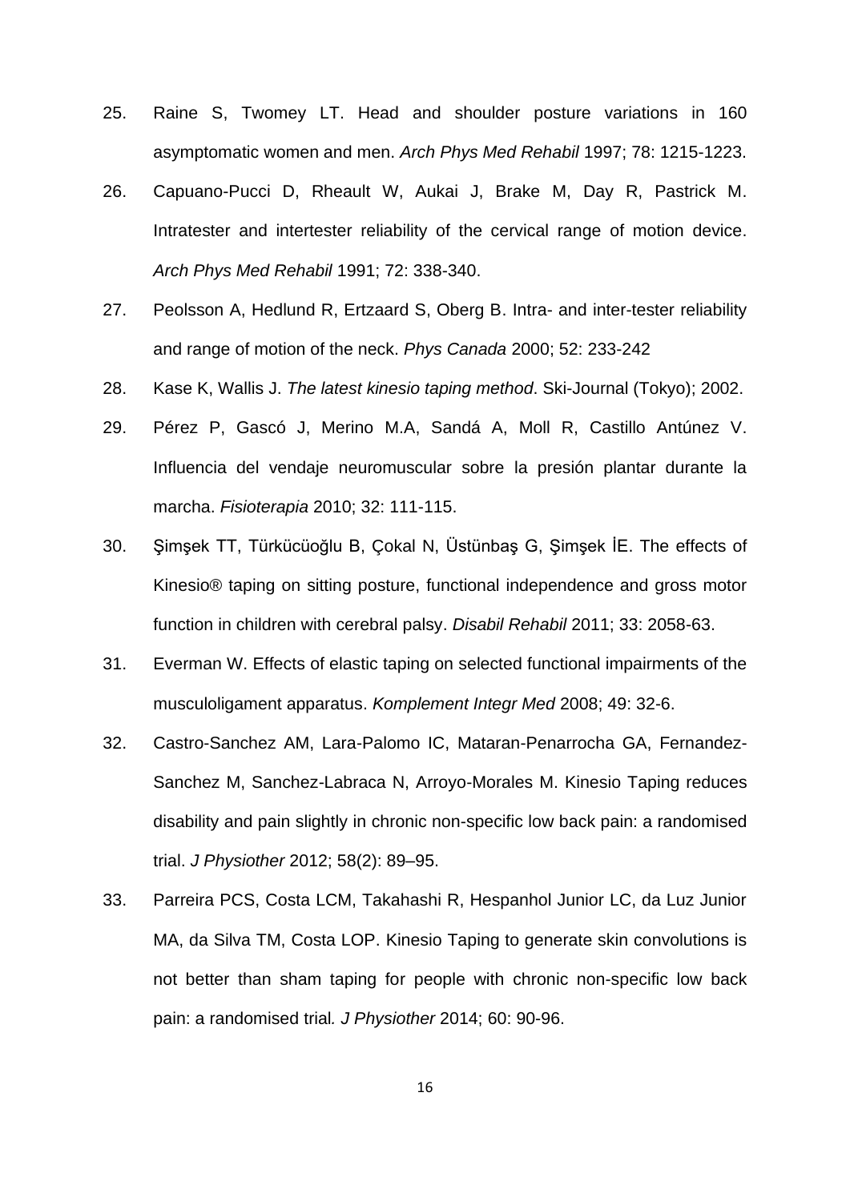25. Raine S, Twomey LT. Head and shoulder posture variations in 160 asymptomatic women and men. *Arch Phys Med Rehabil* 1997; 78: 1215-1223.
26. Capuano-Pucci D, Rheault W, Aukai J, Brake M, Day R, Pastrick M. Intratester and intertester reliability of the cervical range of motion device. *Arch Phys Med Rehabil* 1991; 72: 338-340.
27. Peolsson A, Hedlund R, Ertzaard S, Oberg B. Intra- and inter-tester reliability and range of motion of the neck. *Phys Canada* 2000; 52: 233-242
28. Kase K, Wallis J. *The latest kinesio taping method*. Ski-Journal (Tokyo); 2002.
29. Pérez P, Gascó J, Merino M.A, Sandá A, Moll R, Castillo Antúnez V. Influencia del vendaje neuromuscular sobre la presión plantar durante la marcha. *Fisioterapia* 2010; 32: 111-115.
30. Şimşek TT, Türkücüoğlu B, Çokal N, Üstünbaş G, Şimşek İE. The effects of Kinesio® taping on sitting posture, functional independence and gross motor function in children with cerebral palsy. *Disabil Rehabil* 2011; 33: 2058-63.
31. Everman W. Effects of elastic taping on selected functional impairments of the musculoligament apparatus. *Komplement Integr Med* 2008; 49: 32-6.
32. Castro-Sanchez AM, Lara-Palomo IC, Mataran-Penarrocha GA, Fernandez-Sanchez M, Sanchez-Labraca N, Arroyo-Morales M. Kinesio Taping reduces disability and pain slightly in chronic non-specific low back pain: a randomised trial. *J Physiother* 2012; 58(2): 89–95.
33. Parreira PCS, Costa LCM, Takahashi R, Hespanhol Junior LC, da Luz Junior MA, da Silva TM, Costa LOP. Kinesio Taping to generate skin convolutions is not better than sham taping for people with chronic non-specific low back pain: a randomised trial*.* *J Physiother* 2014; 60: 90-96.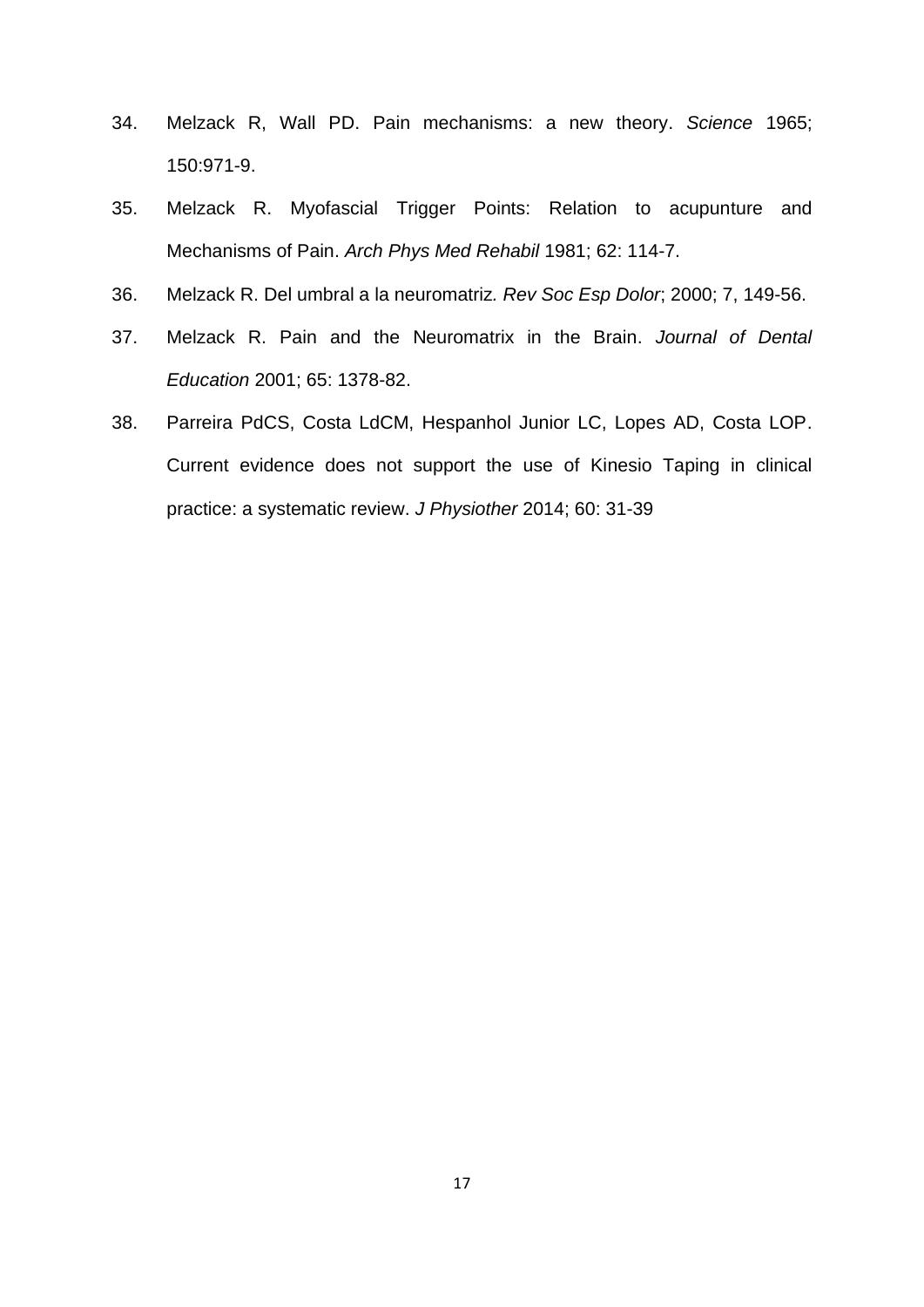34. Melzack R, Wall PD. Pain mechanisms: a new theory. *Science* 1965; 150:971-9.
35. Melzack R. Myofascial Trigger Points: Relation to acupunture and Mechanisms of Pain. *Arch Phys Med Rehabil* 1981; 62: 114-7.
36. Melzack R. Del umbral a la neuromatriz*. Rev Soc Esp Dolor*; 2000; 7, 149-56.
37. Melzack R. Pain and the Neuromatrix in the Brain. *Journal of Dental Education* 2001; 65: 1378-82.
38. Parreira PdCS, Costa LdCM, Hespanhol Junior LC, Lopes AD, Costa LOP. Current evidence does not support the use of Kinesio Taping in clinical practice: a systematic review. *J Physiother* 2014; 60: 31-39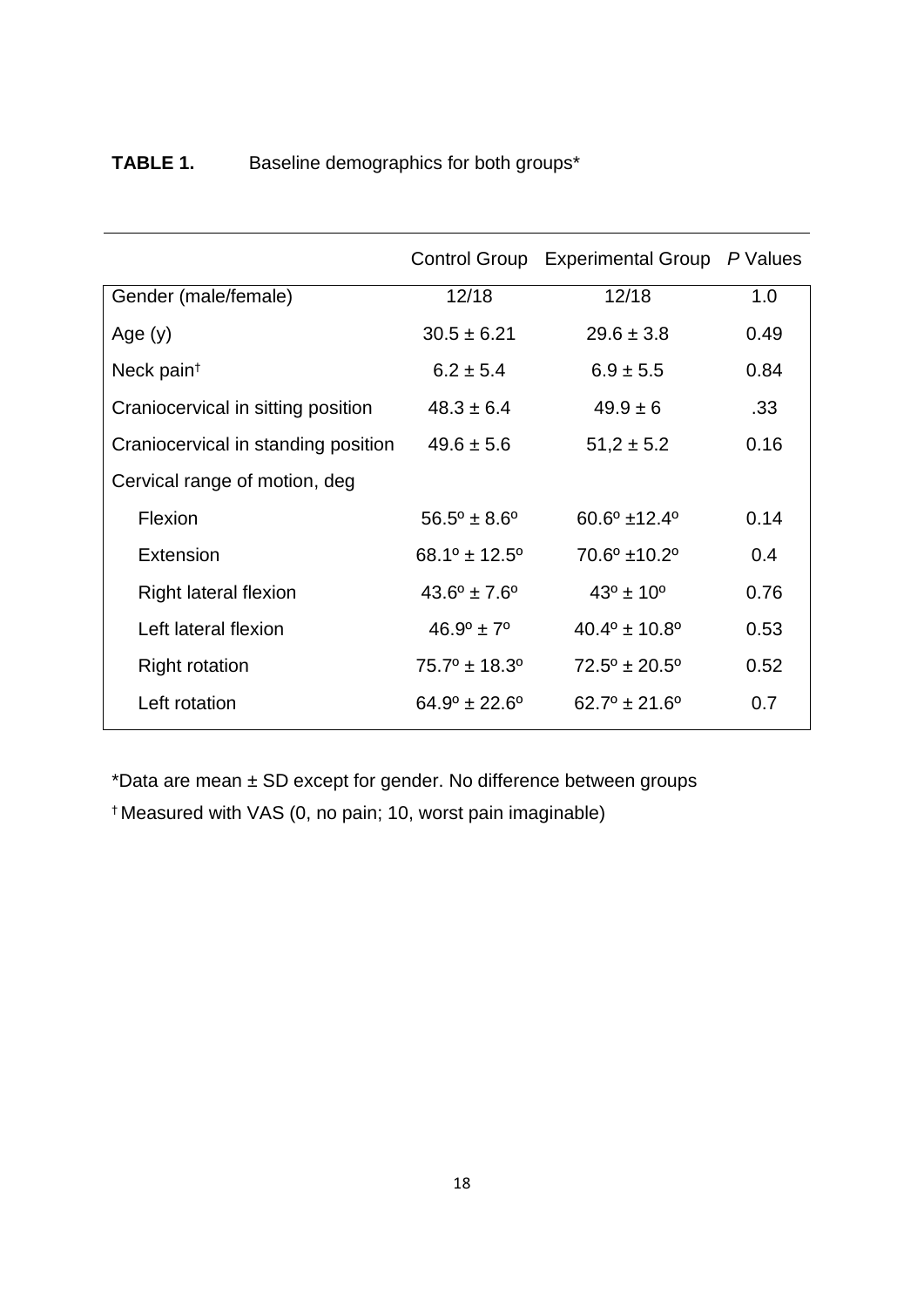**TABLE 1.** Baseline demographics for both groups*

| | Control Group | Experimental Group | *P* Values |
|---|---|---|---|
| Gender (male/female) | 12/18 | 12/18 | 1.0 |
| Age (y) | 30.5 ± 6.21 | 29.6 ± 3.8 | 0.49 |
| Neck pain[†] | 6.2 ± 5.4 | 6.9 ± 5.5 | 0.84 |
| Craniocervical in sitting position | 48.3 ± 6.4 | 49.9 ± 6 | .33 |
| Craniocervical in standing position | 49.6 ± 5.6 | 51,2 ± 5.2 | 0.16 |
| Cervical range of motion, deg | | | |
| Flexion | 56.5º ± 8.6º | 60.6º ±12.4º | 0.14 |
| Extension | 68.1º ± 12.5º | 70.6º ±10.2º | 0.4 |
| Right lateral flexion | 43.6º ± 7.6º | 43º ± 10º | 0.76 |
| Left lateral flexion | 46.9º ± 7º | 40.4º ± 10.8º | 0.53 |
| Right rotation | 75.7º ± 18.3º | 72.5º ± 20.5º | 0.52 |
| Left rotation | 64.9º ± 22.6º | 62.7º ± 21.6º | 0.7 |

*Data are mean ± SD except for gender. No difference between groups

[†] Measured with VAS (0, no pain; 10, worst pain imaginable)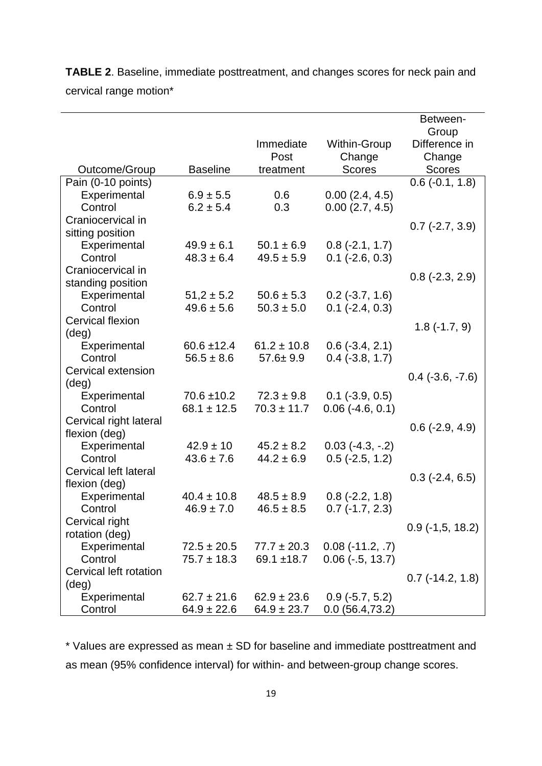**TABLE 2**. Baseline, immediate posttreatment, and changes scores for neck pain and cervical range motion*

| Outcome/Group | Baseline | Immediate Post treatment | Within-Group Change Scores | Between-Group Difference in Change Scores |
|---|---|---|---|---|
| Pain (0-10 points) | | | | 0.6 (-0.1, 1.8) |
| Experimental | 6.9 ± 5.5 | 0.6 | 0.00 (2.4, 4.5) | |
| Control | 6.2 ± 5.4 | 0.3 | 0.00 (2.7, 4.5) | |
| Craniocervical in sitting position | | | | 0.7 (-2.7, 3.9) |
| Experimental | 49.9 ± 6.1 | 50.1 ± 6.9 | 0.8 (-2.1, 1.7) | |
| Control | 48.3 ± 6.4 | 49.5 ± 5.9 | 0.1 (-2.6, 0.3) | |
| Craniocervical in standing position | | | | 0.8 (-2.3, 2.9) |
| Experimental | 51,2 ± 5.2 | 50.6 ± 5.3 | 0.2 (-3.7, 1.6) | |
| Control | 49.6 ± 5.6 | 50.3 ± 5.0 | 0.1 (-2.4, 0.3) | |
| Cervical flexion (deg) | | | | 1.8 (-1.7, 9) |
| Experimental | 60.6 ±12.4 | 61.2 ± 10.8 | 0.6 (-3.4, 2.1) | |
| Control | 56.5 ± 8.6 | 57.6± 9.9 | 0.4 (-3.8, 1.7) | |
| Cervical extension (deg) | | | | 0.4 (-3.6, -7.6) |
| Experimental | 70.6 ±10.2 | 72.3 ± 9.8 | 0.1 (-3.9, 0.5) | |
| Control | 68.1 ± 12.5 | 70.3 ± 11.7 | 0.06 (-4.6, 0.1) | |
| Cervical right lateral flexion (deg) | | | | 0.6 (-2.9, 4.9) |
| Experimental | 42.9 ± 10 | 45.2 ± 8.2 | 0.03 (-4.3, -.2) | |
| Control | 43.6 ± 7.6 | 44.2 ± 6.9 | 0.5 (-2.5, 1.2) | |
| Cervical left lateral flexion (deg) | | | | 0.3 (-2.4, 6.5) |
| Experimental | 40.4 ± 10.8 | 48.5 ± 8.9 | 0.8 (-2.2, 1.8) | |
| Control | 46.9 ± 7.0 | 46.5 ± 8.5 | 0.7 (-1.7, 2.3) | |
| Cervical right rotation (deg) | | | | 0.9 (-1,5, 18.2) |
| Experimental | 72.5 ± 20.5 | 77.7 ± 20.3 | 0.08 (-11.2, .7) | |
| Control | 75.7 ± 18.3 | 69.1 ±18.7 | 0.06 (-.5, 13.7) | |
| Cervical left rotation (deg) | | | | 0.7 (-14.2, 1.8) |
| Experimental | 62.7 ± 21.6 | 62.9 ± 23.6 | 0.9 (-5.7, 5.2) | |
| Control | 64.9 ± 22.6 | 64.9 ± 23.7 | 0.0 (56.4,73.2) | |

* Values are expressed as mean ± SD for baseline and immediate posttreatment and as mean (95% confidence interval) for within- and between-group change scores.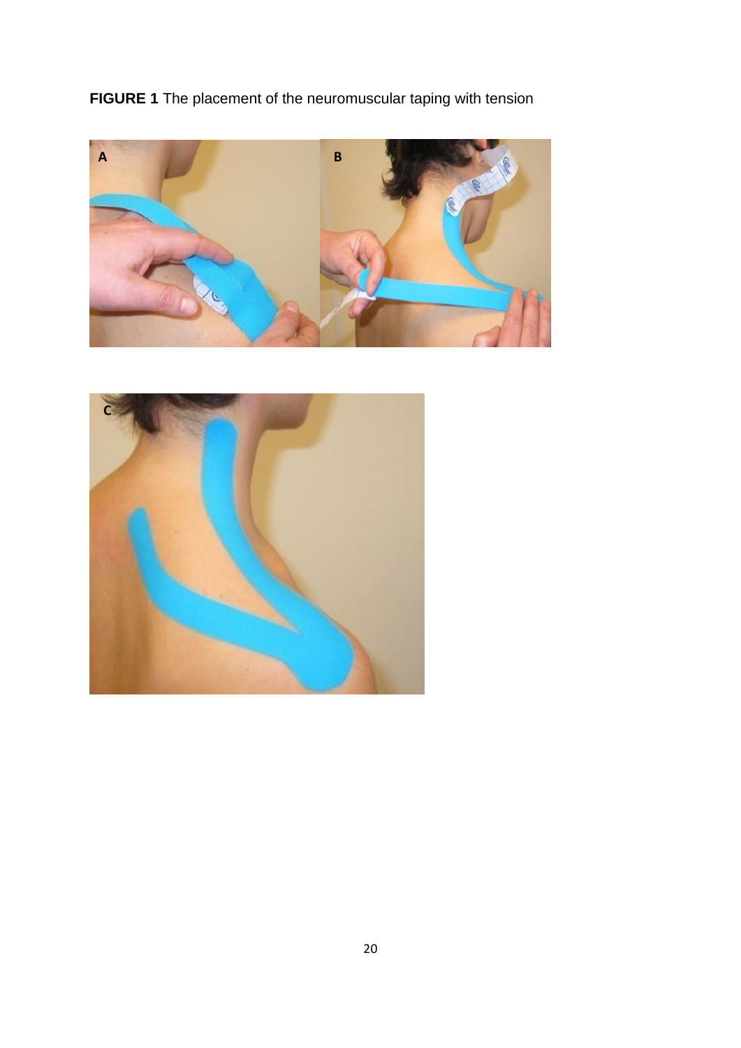**FIGURE 1** The placement of the neuromuscular taping with tension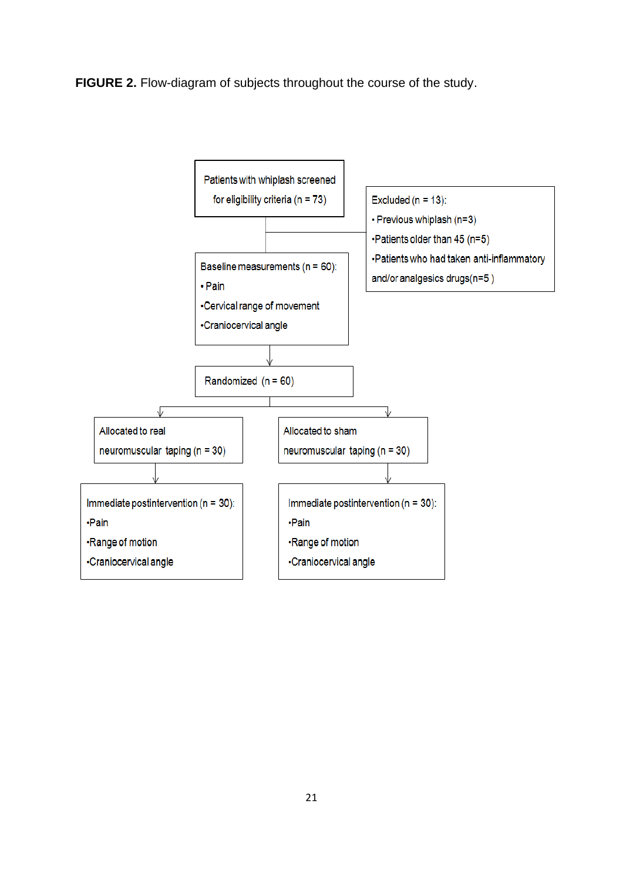**FIGURE 2.** Flow-diagram of subjects throughout the course of the study.

Patients with whiplash screened for eligibility criteria (n = 73)

Excluded (n = 13):
• Previous whiplash (n=3)
•Patients older than 45 (n=5)
•Patients who had taken anti-inflammatory and/or analgesics drugs(n=5 )

Baseline measurements (n = 60):
• Pain
•Cervical range of movement
•Craniocervical angle

Randomized (n = 60)

Allocated to real neuromuscular taping (n = 30)

Allocated to sham neuromuscular taping (n = 30)

Immediate postintervention (n = 30):
•Pain
•Range of motion
•Craniocervical angle

Immediate postintervention (n = 30):
•Pain
•Range of motion
•Craniocervical angle